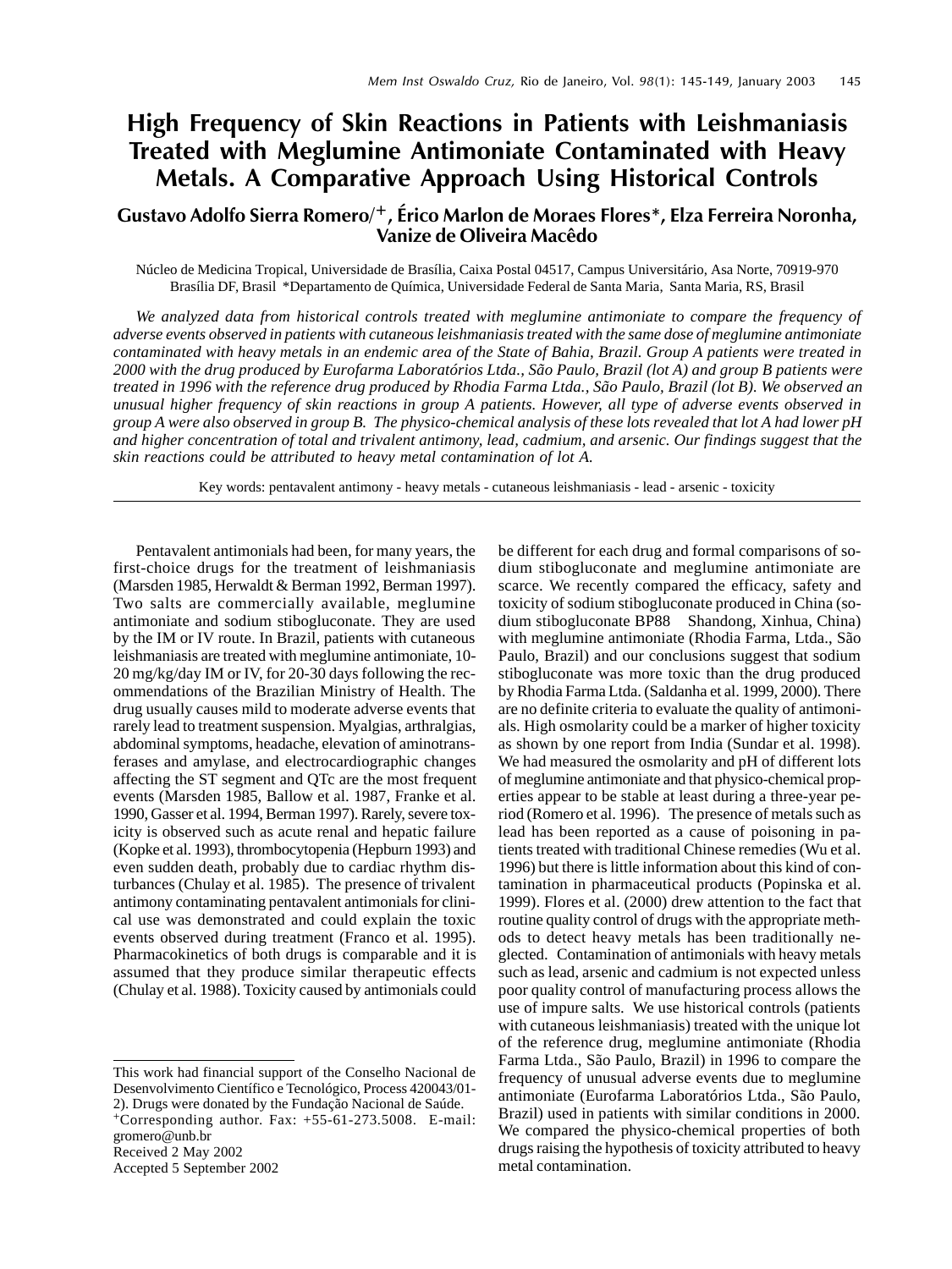# High Frequency of Skin Reactions in Patients with Leishmaniasis Treated with Meglumine Antimoniate Contaminated with Heavy Metals. A Comparative Approach Using Historical Controls

**Gustavo Adolfo Sierra Romero/+, Érico Marlon de Moraes Flores\*, Elza Ferreira Noronha, Vanize de Oliveira Macêdo**

Núcleo de Medicina Tropical, Universidade de Brasília, Caixa Postal 04517, Campus Universitário, Asa Norte, 70919-970 Brasília DF, Brasil \*Departamento de Química, Universidade Federal de Santa Maria, Santa Maria, RS, Brasil

*We analyzed data from historical controls treated with meglumine antimoniate to compare the frequency of adverse events observed in patients with cutaneous leishmaniasis treated with the same dose of meglumine antimoniate contaminated with heavy metals in an endemic area of the State of Bahia, Brazil. Group A patients were treated in 2000 with the drug produced by Eurofarma Laboratórios Ltda., São Paulo, Brazil (lot A) and group B patients were treated in 1996 with the reference drug produced by Rhodia Farma Ltda., São Paulo, Brazil (lot B). We observed an unusual higher frequency of skin reactions in group A patients. However, all type of adverse events observed in group A were also observed in group B. The physico-chemical analysis of these lots revealed that lot A had lower pH and higher concentration of total and trivalent antimony, lead, cadmium, and arsenic. Our findings suggest that the skin reactions could be attributed to heavy metal contamination of lot A.*

Key words: pentavalent antimony - heavy metals - cutaneous leishmaniasis - lead - arsenic - toxicity

Pentavalent antimonials had been, for many years, the first-choice drugs for the treatment of leishmaniasis (Marsden 1985, Herwaldt & Berman 1992, Berman 1997). Two salts are commercially available, meglumine antimoniate and sodium stibogluconate. They are used by the IM or IV route. In Brazil, patients with cutaneous leishmaniasis are treated with meglumine antimoniate, 10-20 mg/kg/day IM or IV, for 20-30 days following the recommendations of the Brazilian Ministry of Health. The drug usually causes mild to moderate adverse events that rarely lead to treatment suspension. Myalgias, arthralgias, abdominal symptoms, headache, elevation of aminotransferases and amylase, and electrocardiographic changes affecting the ST segment and QTc are the most frequent events (Marsden 1985, Ballow et al. 1987, Franke et al. 1990, Gasser et al. 1994, Berman 1997). Rarely, severe toxicity is observed such as acute renal and hepatic failure (Kopke et al. 1993), thrombocytopenia (Hepburn 1993) and even sudden death, probably due to cardiac rhythm disturbances (Chulay et al. 1985). The presence of trivalent antimony contaminating pentavalent antimonials for clinical use was demonstrated and could explain the toxic events observed during treatment (Franco et al. 1995). Pharmacokinetics of both drugs is comparable and it is assumed that they produce similar therapeutic effects (Chulay et al. 1988). Toxicity caused by antimonials could be different for each drug and formal comparisons of sodium stibogluconate and meglumine antimoniate are scarce. We recently compared the efficacy, safety and toxicity of sodium stibogluconate produced in China (sodium stibogluconate BP88 Shandong, Xinhua, China) with meglumine antimoniate (Rhodia Farma, Ltda., São Paulo, Brazil) and our conclusions suggest that sodium stibogluconate was more toxic than the drug produced by Rhodia Farma Ltda. (Saldanha et al. 1999, 2000). There are no definite criteria to evaluate the quality of antimonials. High osmolarity could be a marker of higher toxicity as shown by one report from India (Sundar et al. 1998). We had measured the osmolarity and pH of different lots of meglumine antimoniate and that physico-chemical properties appear to be stable at least during a three-year period (Romero et al. 1996). The presence of metals such as lead has been reported as a cause of poisoning in patients treated with traditional Chinese remedies (Wu et al. 1996) but there is little information about this kind of contamination in pharmaceutical products (Popinska et al. 1999). Flores et al. (2000) drew attention to the fact that routine quality control of drugs with the appropriate methods to detect heavy metals has been traditionally neglected. Contamination of antimonials with heavy metals such as lead, arsenic and cadmium is not expected unless poor quality control of manufacturing process allows the use of impure salts. We use historical controls (patients with cutaneous leishmaniasis) treated with the unique lot of the reference drug, meglumine antimoniate (Rhodia Farma Ltda., São Paulo, Brazil) in 1996 to compare the frequency of unusual adverse events due to meglumine antimoniate (Eurofarma Laboratórios Ltda., São Paulo, Brazil) used in patients with similar conditions in 2000. We compared the physico-chemical properties of both drugs raising the hypothesis of toxicity attributed to heavy metal contamination.

---

This work had financial support of the Conselho Nacional de Desenvolvimento Científico e Tecnológico, Process 420043/01-2). Drugs were donated by the Fundação Nacional de Saúde.
+Corresponding author. Fax: +55-61-273.5008. E-mail: gromero@unb.br
Received 2 May 2002
Accepted 5 September 2002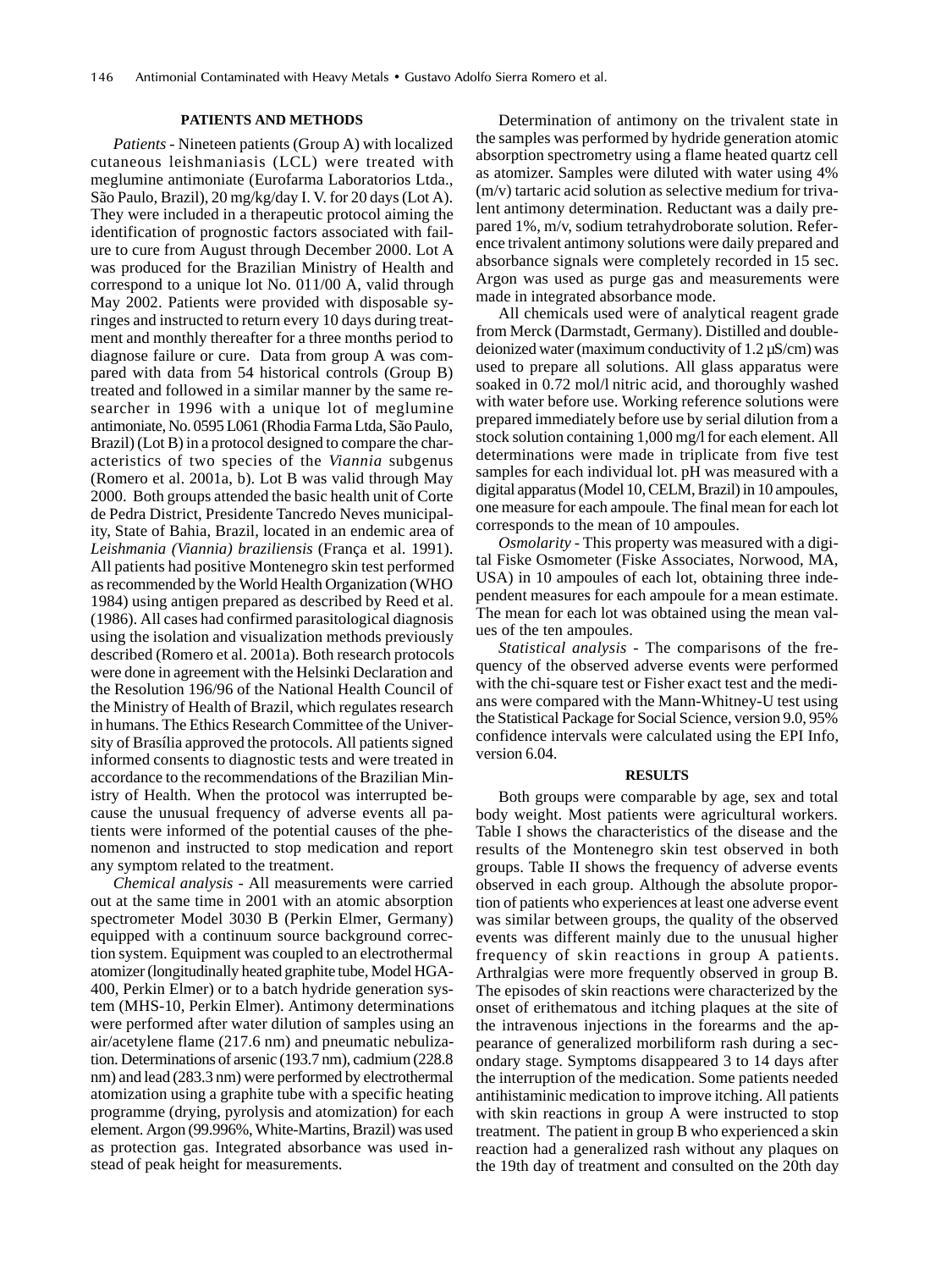## PATIENTS AND METHODS

*Patients* - Nineteen patients (Group A) with localized cutaneous leishmaniasis (LCL) were treated with meglumine antimoniate (Eurofarma Laboratorios Ltda., São Paulo, Brazil), 20 mg/kg/day I. V. for 20 days (Lot A). They were included in a therapeutic protocol aiming the identification of prognostic factors associated with failure to cure from August through December 2000. Lot A was produced for the Brazilian Ministry of Health and correspond to a unique lot No. 011/00 A, valid through May 2002. Patients were provided with disposable syringes and instructed to return every 10 days during treatment and monthly thereafter for a three months period to diagnose failure or cure. Data from group A was compared with data from 54 historical controls (Group B) treated and followed in a similar manner by the same researcher in 1996 with a unique lot of meglumine antimoniate, No. 0595 L061 (Rhodia Farma Ltda, São Paulo, Brazil) (Lot B) in a protocol designed to compare the characteristics of two species of the *Viannia* subgenus (Romero et al. 2001a, b). Lot B was valid through May 2000. Both groups attended the basic health unit of Corte de Pedra District, Presidente Tancredo Neves municipality, State of Bahia, Brazil, located in an endemic area of *Leishmania (Viannia) braziliensis* (França et al. 1991). All patients had positive Montenegro skin test performed as recommended by the World Health Organization (WHO 1984) using antigen prepared as described by Reed et al. (1986). All cases had confirmed parasitological diagnosis using the isolation and visualization methods previously described (Romero et al. 2001a). Both research protocols were done in agreement with the Helsinki Declaration and the Resolution 196/96 of the National Health Council of the Ministry of Health of Brazil, which regulates research in humans. The Ethics Research Committee of the University of Brasília approved the protocols. All patients signed informed consents to diagnostic tests and were treated in accordance to the recommendations of the Brazilian Ministry of Health. When the protocol was interrupted because the unusual frequency of adverse events all patients were informed of the potential causes of the phenomenon and instructed to stop medication and report any symptom related to the treatment.

*Chemical analysis* - All measurements were carried out at the same time in 2001 with an atomic absorption spectrometer Model 3030 B (Perkin Elmer, Germany) equipped with a continuum source background correction system. Equipment was coupled to an electrothermal atomizer (longitudinally heated graphite tube, Model HGA-400, Perkin Elmer) or to a batch hydride generation system (MHS-10, Perkin Elmer). Antimony determinations were performed after water dilution of samples using an air/acetylene flame (217.6 nm) and pneumatic nebulization. Determinations of arsenic (193.7 nm), cadmium (228.8 nm) and lead (283.3 nm) were performed by electrothermal atomization using a graphite tube with a specific heating programme (drying, pyrolysis and atomization) for each element. Argon (99.996%, White-Martins, Brazil) was used as protection gas. Integrated absorbance was used instead of peak height for measurements.

Determination of antimony on the trivalent state in the samples was performed by hydride generation atomic absorption spectrometry using a flame heated quartz cell as atomizer. Samples were diluted with water using 4% (m/v) tartaric acid solution as selective medium for trivalent antimony determination. Reductant was a daily prepared 1%, m/v, sodium tetrahydroborate solution. Reference trivalent antimony solutions were daily prepared and absorbance signals were completely recorded in 15 sec. Argon was used as purge gas and measurements were made in integrated absorbance mode.

All chemicals used were of analytical reagent grade from Merck (Darmstadt, Germany). Distilled and double-deionized water (maximum conductivity of 1.2 µS/cm) was used to prepare all solutions. All glass apparatus were soaked in 0.72 mol/l nitric acid, and thoroughly washed with water before use. Working reference solutions were prepared immediately before use by serial dilution from a stock solution containing 1,000 mg/l for each element. All determinations were made in triplicate from five test samples for each individual lot. pH was measured with a digital apparatus (Model 10, CELM, Brazil) in 10 ampoules, one measure for each ampoule. The final mean for each lot corresponds to the mean of 10 ampoules.

*Osmolarity* - This property was measured with a digital Fiske Osmometer (Fiske Associates, Norwood, MA, USA) in 10 ampoules of each lot, obtaining three independent measures for each ampoule for a mean estimate. The mean for each lot was obtained using the mean values of the ten ampoules.

*Statistical analysis* - The comparisons of the frequency of the observed adverse events were performed with the chi-square test or Fisher exact test and the medians were compared with the Mann-Whitney-U test using the Statistical Package for Social Science, version 9.0, 95% confidence intervals were calculated using the EPI Info, version 6.04.

## RESULTS

Both groups were comparable by age, sex and total body weight. Most patients were agricultural workers. Table I shows the characteristics of the disease and the results of the Montenegro skin test observed in both groups. Table II shows the frequency of adverse events observed in each group. Although the absolute proportion of patients who experiences at least one adverse event was similar between groups, the quality of the observed events was different mainly due to the unusual higher frequency of skin reactions in group A patients. Arthralgias were more frequently observed in group B. The episodes of skin reactions were characterized by the onset of erithematous and itching plaques at the site of the intravenous injections in the forearms and the appearance of generalized morbiliform rash during a secondary stage. Symptoms disappeared 3 to 14 days after the interruption of the medication. Some patients needed antihistaminic medication to improve itching. All patients with skin reactions in group A were instructed to stop treatment. The patient in group B who experienced a skin reaction had a generalized rash without any plaques on the 19th day of treatment and consulted on the 20th day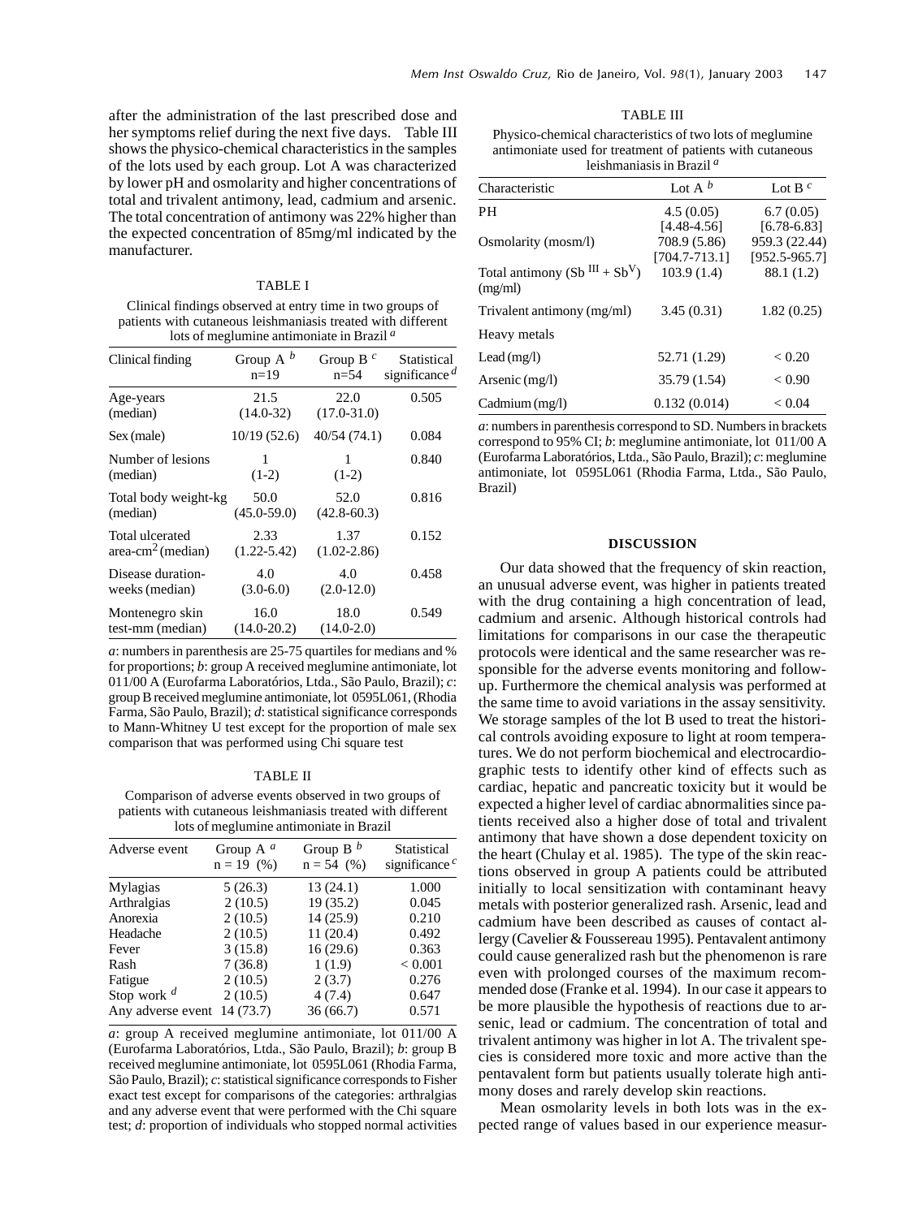after the administration of the last prescribed dose and her symptoms relief during the next five days. Table III shows the physico-chemical characteristics in the samples of the lots used by each group. Lot A was characterized by lower pH and osmolarity and higher concentrations of total and trivalent antimony, lead, cadmium and arsenic. The total concentration of antimony was 22% higher than the expected concentration of 85mg/ml indicated by the manufacturer.

TABLE I

Clinical findings observed at entry time in two groups of patients with cutaneous leishmaniasis treated with different lots of meglumine antimoniate in Brazil [a]

| Clinical finding | Group A [b] n=19 | Group B [c] n=54 | Statistical significance [d] |
|---|---|---|---|
| Age-years (median) | 21.5 (14.0-32) | 22.0 (17.0-31.0) | 0.505 |
| Sex (male) | 10/19 (52.6) | 40/54 (74.1) | 0.084 |
| Number of lesions (median) | 1 (1-2) | 1 (1-2) | 0.840 |
| Total body weight-kg (median) | 50.0 (45.0-59.0) | 52.0 (42.8-60.3) | 0.816 |
| Total ulcerated area-cm$^2$ (median) | 2.33 (1.22-5.42) | 1.37 (1.02-2.86) | 0.152 |
| Disease duration-weeks (median) | 4.0 (3.0-6.0) | 4.0 (2.0-12.0) | 0.458 |
| Montenegro skin test-mm (median) | 16.0 (14.0-20.2) | 18.0 (14.0-2.0) | 0.549 |

*a*: numbers in parenthesis are 25-75 quartiles for medians and % for proportions; *b*: group A received meglumine antimoniate, lot 011/00 A (Eurofarma Laboratórios, Ltda., São Paulo, Brazil); *c*: group B received meglumine antimoniate, lot 0595L061, (Rhodia Farma, São Paulo, Brazil); *d*: statistical significance corresponds to Mann-Whitney U test except for the proportion of male sex comparison that was performed using Chi square test

TABLE II

Comparison of adverse events observed in two groups of patients with cutaneous leishmaniasis treated with different lots of meglumine antimoniate in Brazil

| Adverse event | Group A [a] n = 19 (%) | Group B [b] n = 54 (%) | Statistical significance [c] |
|---|---|---|---|
| Mylagias | 5 (26.3) | 13 (24.1) | 1.000 |
| Arthralgias | 2 (10.5) | 19 (35.2) | 0.045 |
| Anorexia | 2 (10.5) | 14 (25.9) | 0.210 |
| Headache | 2 (10.5) | 11 (20.4) | 0.492 |
| Fever | 3 (15.8) | 16 (29.6) | 0.363 |
| Rash | 7 (36.8) | 1 (1.9) | < 0.001 |
| Fatigue | 2 (10.5) | 2 (3.7) | 0.276 |
| Stop work [d] | 2 (10.5) | 4 (7.4) | 0.647 |
| Any adverse event | 14 (73.7) | 36 (66.7) | 0.571 |

*a*: group A received meglumine antimoniate, lot 011/00 A (Eurofarma Laboratórios, Ltda., São Paulo, Brazil); *b*: group B received meglumine antimoniate, lot 0595L061 (Rhodia Farma, São Paulo, Brazil); *c*: statistical significance corresponds to Fisher exact test except for comparisons of the categories: arthralgias and any adverse event that were performed with the Chi square test; *d*: proportion of individuals who stopped normal activities

TABLE III

Physico-chemical characteristics of two lots of meglumine antimoniate used for treatment of patients with cutaneous leishmaniasis in Brazil [a]

| Characteristic | Lot A [b] | Lot B [c] |
|---|---|---|
| PH | 4.5 (0.05) [4.48-4.56] | 6.7 (0.05) [6.78-6.83] |
| Osmolarity (mosm/l) | 708.9 (5.86) [704.7-713.1] | 959.3 (22.44) [952.5-965.7] |
| Total antimony ($Sb^{III} + Sb^{V}$) (mg/ml) | 103.9 (1.4) | 88.1 (1.2) |
| Trivalent antimony (mg/ml) | 3.45 (0.31) | 1.82 (0.25) |
| Heavy metals | | |
| Lead (mg/l) | 52.71 (1.29) | < 0.20 |
| Arsenic (mg/l) | 35.79 (1.54) | < 0.90 |
| Cadmium (mg/l) | 0.132 (0.014) | < 0.04 |

*a*: numbers in parenthesis correspond to SD. Numbers in brackets correspond to 95% CI; *b*: meglumine antimoniate, lot 011/00 A (Eurofarma Laboratórios, Ltda., São Paulo, Brazil); *c*: meglumine antimoniate, lot 0595L061 (Rhodia Farma, Ltda., São Paulo, Brazil)

## DISCUSSION

Our data showed that the frequency of skin reaction, an unusual adverse event, was higher in patients treated with the drug containing a high concentration of lead, cadmium and arsenic. Although historical controls had limitations for comparisons in our case the therapeutic protocols were identical and the same researcher was responsible for the adverse events monitoring and follow-up. Furthermore the chemical analysis was performed at the same time to avoid variations in the assay sensitivity. We storage samples of the lot B used to treat the historical controls avoiding exposure to light at room temperatures. We do not perform biochemical and electrocardiographic tests to identify other kind of effects such as cardiac, hepatic and pancreatic toxicity but it would be expected a higher level of cardiac abnormalities since patients received also a higher dose of total and trivalent antimony that have shown a dose dependent toxicity on the heart (Chulay et al. 1985). The type of the skin reactions observed in group A patients could be attributed initially to local sensitization with contaminant heavy metals with posterior generalized rash. Arsenic, lead and cadmium have been described as causes of contact allergy (Cavelier & Foussereau 1995). Pentavalent antimony could cause generalized rash but the phenomenon is rare even with prolonged courses of the maximum recommended dose (Franke et al. 1994). In our case it appears to be more plausible the hypothesis of reactions due to arsenic, lead or cadmium. The concentration of total and trivalent antimony was higher in lot A. The trivalent species is considered more toxic and more active than the pentavalent form but patients usually tolerate high antimony doses and rarely develop skin reactions.

Mean osmolarity levels in both lots was in the expected range of values based in our experience measur-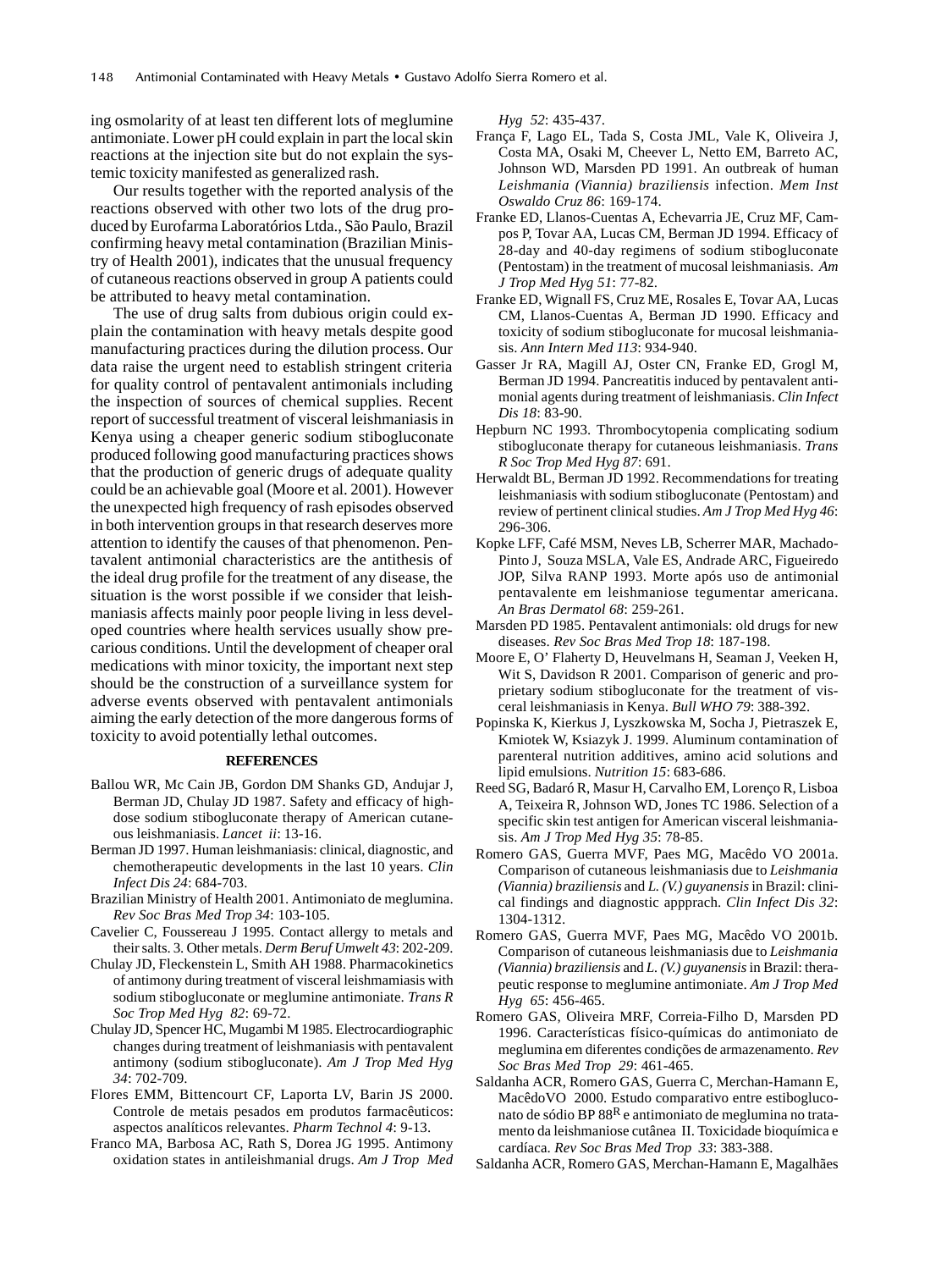ing osmolarity of at least ten different lots of meglumine antimoniate. Lower pH could explain in part the local skin reactions at the injection site but do not explain the systemic toxicity manifested as generalized rash.

Our results together with the reported analysis of the reactions observed with other two lots of the drug produced by Eurofarma Laboratórios Ltda., São Paulo, Brazil confirming heavy metal contamination (Brazilian Ministry of Health 2001), indicates that the unusual frequency of cutaneous reactions observed in group A patients could be attributed to heavy metal contamination.

The use of drug salts from dubious origin could explain the contamination with heavy metals despite good manufacturing practices during the dilution process. Our data raise the urgent need to establish stringent criteria for quality control of pentavalent antimonials including the inspection of sources of chemical supplies. Recent report of successful treatment of visceral leishmaniasis in Kenya using a cheaper generic sodium stibogluconate produced following good manufacturing practices shows that the production of generic drugs of adequate quality could be an achievable goal (Moore et al. 2001). However the unexpected high frequency of rash episodes observed in both intervention groups in that research deserves more attention to identify the causes of that phenomenon. Pentavalent antimonial characteristics are the antithesis of the ideal drug profile for the treatment of any disease, the situation is the worst possible if we consider that leishmaniasis affects mainly poor people living in less developed countries where health services usually show precarious conditions. Until the development of cheaper oral medications with minor toxicity, the important next step should be the construction of a surveillance system for adverse events observed with pentavalent antimonials aiming the early detection of the more dangerous forms of toxicity to avoid potentially lethal outcomes.

## REFERENCES

Ballou WR, Mc Cain JB, Gordon DM Shanks GD, Andujar J, Berman JD, Chulay JD 1987. Safety and efficacy of high-dose sodium stibogluconate therapy of American cutaneous leishmaniasis. *Lancet ii*: 13-16.

Berman JD 1997. Human leishmaniasis: clinical, diagnostic, and chemotherapeutic developments in the last 10 years. *Clin Infect Dis 24*: 684-703.

Brazilian Ministry of Health 2001. Antimoniato de meglumina. *Rev Soc Bras Med Trop 34*: 103-105.

Cavelier C, Foussereau J 1995. Contact allergy to metals and their salts. 3. Other metals. *Derm Beruf Umwelt 43*: 202-209.

Chulay JD, Fleckenstein L, Smith AH 1988. Pharmacokinetics of antimony during treatment of visceral leishmamiasis with sodium stibogluconate or meglumine antimoniate. *Trans R Soc Trop Med Hyg 82*: 69-72.

Chulay JD, Spencer HC, Mugambi M 1985. Electrocardiographic changes during treatment of leishmaniasis with pentavalent antimony (sodium stibogluconate). *Am J Trop Med Hyg 34*: 702-709.

Flores EMM, Bittencourt CF, Laporta LV, Barin JS 2000. Controle de metais pesados em produtos farmacêuticos: aspectos analíticos relevantes. *Pharm Technol 4*: 9-13.

Franco MA, Barbosa AC, Rath S, Dorea JG 1995. Antimony oxidation states in antileishmanial drugs. *Am J Trop Med Hyg 52*: 435-437.

França F, Lago EL, Tada S, Costa JML, Vale K, Oliveira J, Costa MA, Osaki M, Cheever L, Netto EM, Barreto AC, Johnson WD, Marsden PD 1991. An outbreak of human *Leishmania (Viannia) braziliensis* infection. *Mem Inst Oswaldo Cruz 86*: 169-174.

Franke ED, Llanos-Cuentas A, Echevarria JE, Cruz MF, Campos P, Tovar AA, Lucas CM, Berman JD 1994. Efficacy of 28-day and 40-day regimens of sodium stibogluconate (Pentostam) in the treatment of mucosal leishmaniasis. *Am J Trop Med Hyg 51*: 77-82.

Franke ED, Wignall FS, Cruz ME, Rosales E, Tovar AA, Lucas CM, Llanos-Cuentas A, Berman JD 1990. Efficacy and toxicity of sodium stibogluconate for mucosal leishmaniasis. *Ann Intern Med 113*: 934-940.

Gasser Jr RA, Magill AJ, Oster CN, Franke ED, Grogl M, Berman JD 1994. Pancreatitis induced by pentavalent antimonial agents during treatment of leishmaniasis. *Clin Infect Dis 18*: 83-90.

Hepburn NC 1993. Thrombocytopenia complicating sodium stibogluconate therapy for cutaneous leishmaniasis. *Trans R Soc Trop Med Hyg 87*: 691.

Herwaldt BL, Berman JD 1992. Recommendations for treating leishmaniasis with sodium stibogluconate (Pentostam) and review of pertinent clinical studies. *Am J Trop Med Hyg 46*: 296-306.

Kopke LFF, Café MSM, Neves LB, Scherrer MAR, Machado-Pinto J, Souza MSLA, Vale ES, Andrade ARC, Figueiredo JOP, Silva RANP 1993. Morte após uso de antimonial pentavalente em leishmaniose tegumentar americana. *An Bras Dermatol 68*: 259-261.

Marsden PD 1985. Pentavalent antimonials: old drugs for new diseases. *Rev Soc Bras Med Trop 18*: 187-198.

Moore E, O' Flaherty D, Heuvelmans H, Seaman J, Veeken H, Wit S, Davidson R 2001. Comparison of generic and proprietary sodium stibogluconate for the treatment of visceral leishmaniasis in Kenya. *Bull WHO 79*: 388-392.

Popinska K, Kierkus J, Lyszkowska M, Socha J, Pietraszek E, Kmiotek W, Ksiazyk J. 1999. Aluminum contamination of parenteral nutrition additives, amino acid solutions and lipid emulsions. *Nutrition 15*: 683-686.

Reed SG, Badaró R, Masur H, Carvalho EM, Lorenço R, Lisboa A, Teixeira R, Johnson WD, Jones TC 1986. Selection of a specific skin test antigen for American visceral leishmaniasis. *Am J Trop Med Hyg 35*: 78-85.

Romero GAS, Guerra MVF, Paes MG, Macêdo VO 2001a. Comparison of cutaneous leishmaniasis due to *Leishmania (Viannia) braziliensis* and *L. (V.) guyanensis* in Brazil: clinical findings and diagnostic appproach. *Clin Infect Dis 32*: 1304-1312.

Romero GAS, Guerra MVF, Paes MG, Macêdo VO 2001b. Comparison of cutaneous leishmaniasis due to *Leishmania (Viannia) braziliensis* and *L. (V.) guyanensis* in Brazil: therapeutic response to meglumine antimoniate. *Am J Trop Med Hyg 65*: 456-465.

Romero GAS, Oliveira MRF, Correia-Filho D, Marsden PD 1996. Características físico-químicas do antimoniato de meglumina em diferentes condições de armazenamento. *Rev Soc Bras Med Trop 29*: 461-465.

Saldanha ACR, Romero GAS, Guerra C, Merchan-Hamann E, MacêdoVO 2000. Estudo comparativo entre estibogluconato de sódio BP 88[R] e antimoniato de meglumina no tratamento da leishmaniose cutânea II. Toxicidade bioquímica e cardíaca. *Rev Soc Bras Med Trop 33*: 383-388.

Saldanha ACR, Romero GAS, Merchan-Hamann E, Magalhães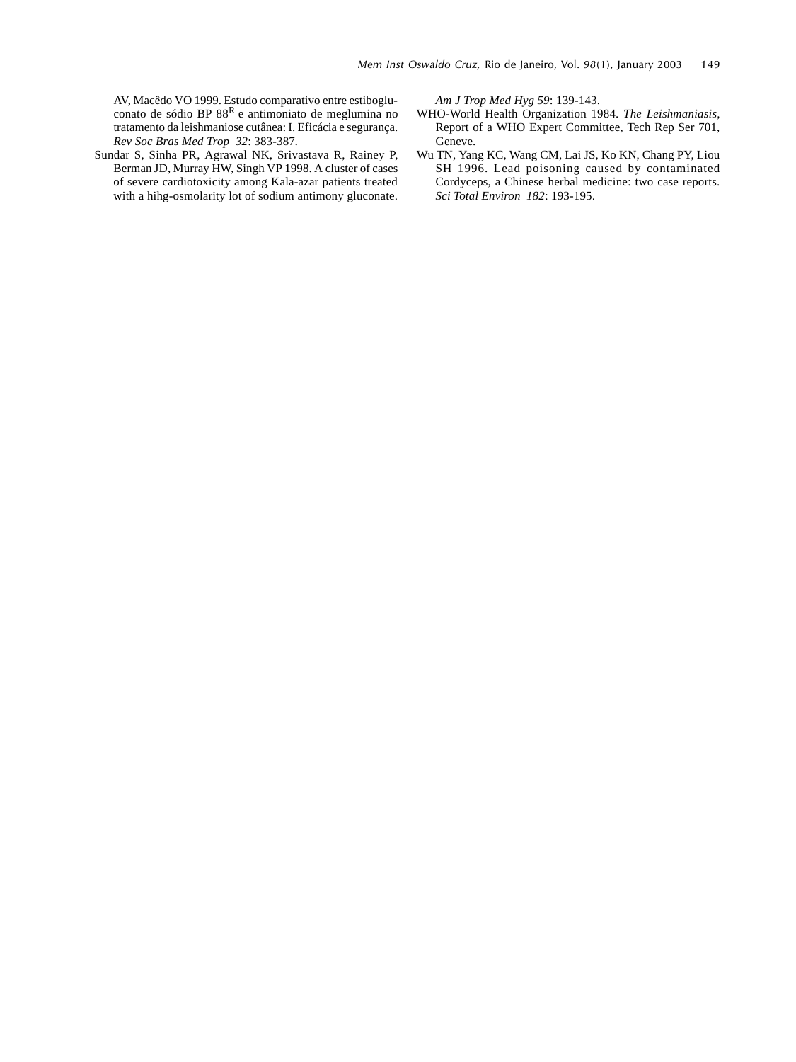AV, Macêdo VO 1999. Estudo comparativo entre estibogluconato de sódio BP 88[R] e antimoniato de meglumina no tratamento da leishmaniose cutânea: I. Eficácia e segurança. *Rev Soc Bras Med Trop 32*: 383-387.

Sundar S, Sinha PR, Agrawal NK, Srivastava R, Rainey P, Berman JD, Murray HW, Singh VP 1998. A cluster of cases of severe cardiotoxicity among Kala-azar patients treated with a hihg-osmolarity lot of sodium antimony gluconate. *Am J Trop Med Hyg 59*: 139-143.

WHO-World Health Organization 1984. *The Leishmaniasis*, Report of a WHO Expert Committee, Tech Rep Ser 701, Geneve.

Wu TN, Yang KC, Wang CM, Lai JS, Ko KN, Chang PY, Liou SH 1996. Lead poisoning caused by contaminated Cordyceps, a Chinese herbal medicine: two case reports. *Sci Total Environ 182*: 193-195.